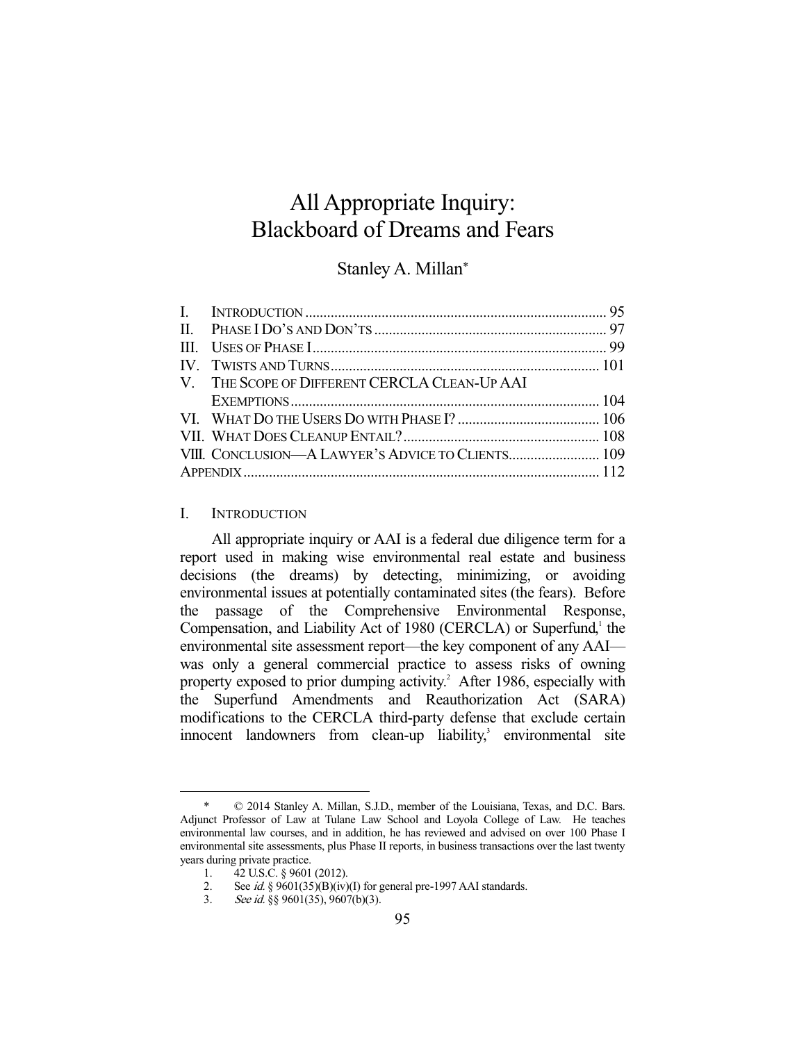# All Appropriate Inquiry: Blackboard of Dreams and Fears

Stanley A. Millan*

| | | |
|---|---|---|
| I. | INTRODUCTION | 95 |
| II. | PHASE I DO'S AND DON'TS | 97 |
| III. | USES OF PHASE I | 99 |
| IV. | TWISTS AND TURNS | 101 |
| V. | THE SCOPE OF DIFFERENT CERCLA CLEAN-UP AAI EXEMPTIONS | 104 |
| VI. | WHAT DO THE USERS DO WITH PHASE I? | 106 |
| VII. | WHAT DOES CLEANUP ENTAIL? | 108 |
| VIII. | CONCLUSION—A LAWYER'S ADVICE TO CLIENTS | 109 |
| | APPENDIX | 112 |

## I. INTRODUCTION

All appropriate inquiry or AAI is a federal due diligence term for a report used in making wise environmental real estate and business decisions (the dreams) by detecting, minimizing, or avoiding environmental issues at potentially contaminated sites (the fears). Before the passage of the Comprehensive Environmental Response, Compensation, and Liability Act of 1980 (CERCLA) or Superfund,[1] the environmental site assessment report—the key component of any AAI—was only a general commercial practice to assess risks of owning property exposed to prior dumping activity.[2] After 1986, especially with the Superfund Amendments and Reauthorization Act (SARA) modifications to the CERCLA third-party defense that exclude certain innocent landowners from clean-up liability,[3] environmental site

---

\* © 2014 Stanley A. Millan, S.J.D., member of the Louisiana, Texas, and D.C. Bars. Adjunct Professor of Law at Tulane Law School and Loyola College of Law. He teaches environmental law courses, and in addition, he has reviewed and advised on over 100 Phase I environmental site assessments, plus Phase II reports, in business transactions over the last twenty years during private practice.

1. 42 U.S.C. § 9601 (2012).
2. See *id.* § 9601(35)(B)(iv)(I) for general pre-1997 AAI standards.
3. *See id.* §§ 9601(35), 9607(b)(3).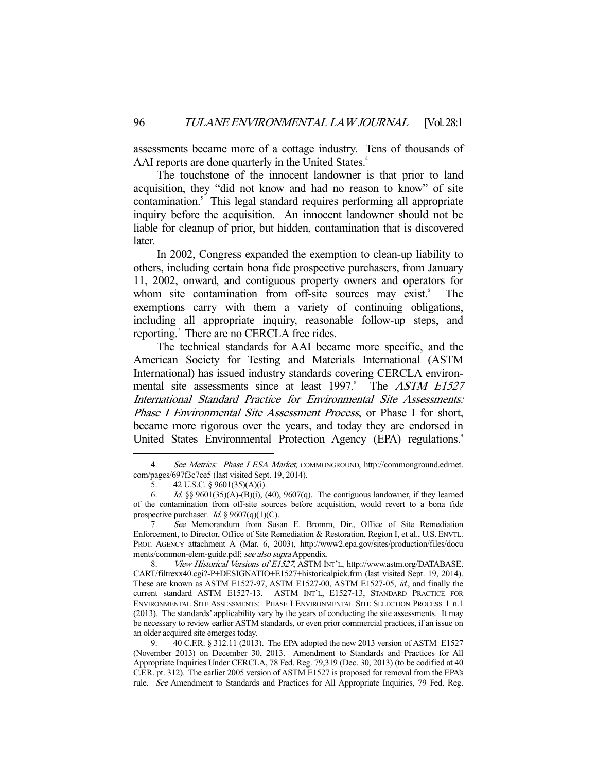assessments became more of a cottage industry. Tens of thousands of AAI reports are done quarterly in the United States.[4]

The touchstone of the innocent landowner is that prior to land acquisition, they "did not know and had no reason to know" of site contamination.[5] This legal standard requires performing all appropriate inquiry before the acquisition. An innocent landowner should not be liable for cleanup of prior, but hidden, contamination that is discovered later.

In 2002, Congress expanded the exemption to clean-up liability to others, including certain bona fide prospective purchasers, from January 11, 2002, onward, and contiguous property owners and operators for whom site contamination from off-site sources may exist.[6] The exemptions carry with them a variety of continuing obligations, including all appropriate inquiry, reasonable follow-up steps, and reporting.[7] There are no CERCLA free rides.

The technical standards for AAI became more specific, and the American Society for Testing and Materials International (ASTM International) has issued industry standards covering CERCLA environmental site assessments since at least 1997.[8] The *ASTM E1527 International Standard Practice for Environmental Site Assessments: Phase I Environmental Site Assessment Process*, or Phase I for short, became more rigorous over the years, and today they are endorsed in United States Environmental Protection Agency (EPA) regulations.[9]

---

4. *See Metrics: Phase I ESA Market*, COMMONGROUND, http://commonground.edrnet.com/pages/697f3c7ce5 (last visited Sept. 19, 2014).

5. 42 U.S.C. § 9601(35)(A)(i).

6. *Id.* §§ 9601(35)(A)-(B)(i), (40), 9607(q). The contiguous landowner, if they learned of the contamination from off-site sources before acquisition, would revert to a bona fide prospective purchaser. *Id.* § 9607(q)(1)(C).

7. *See* Memorandum from Susan E. Bromm, Dir., Office of Site Remediation Enforcement, to Director, Office of Site Remediation & Restoration, Region I, et al., U.S. ENVTL. PROT. AGENCY attachment A (Mar. 6, 2003), http://www2.epa.gov/sites/production/files/documents/common-elem-guide.pdf; *see also supra* Appendix.

8. *View Historical Versions of E1527*, ASTM INT'L, http://www.astm.org/DATABASE.CART/filtrexx40.cgi?-P+DESIGNATIO+E1527+historicalpick.frm (last visited Sept. 19, 2014). These are known as ASTM E1527-97, ASTM E1527-00, ASTM E1527-05, *id.*, and finally the current standard ASTM E1527-13. ASTM INT'L, E1527-13, STANDARD PRACTICE FOR ENVIRONMENTAL SITE ASSESSMENTS: PHASE I ENVIRONMENTAL SITE SELECTION PROCESS 1 n.1 (2013). The standards' applicability vary by the years of conducting the site assessments. It may be necessary to review earlier ASTM standards, or even prior commercial practices, if an issue on an older acquired site emerges today.

9. 40 C.F.R. § 312.11 (2013). The EPA adopted the new 2013 version of ASTM E1527 (November 2013) on December 30, 2013. Amendment to Standards and Practices for All Appropriate Inquiries Under CERCLA, 78 Fed. Reg. 79,319 (Dec. 30, 2013) (to be codified at 40 C.F.R. pt. 312). The earlier 2005 version of ASTM E1527 is proposed for removal from the EPA's rule. *See* Amendment to Standards and Practices for All Appropriate Inquiries, 79 Fed. Reg.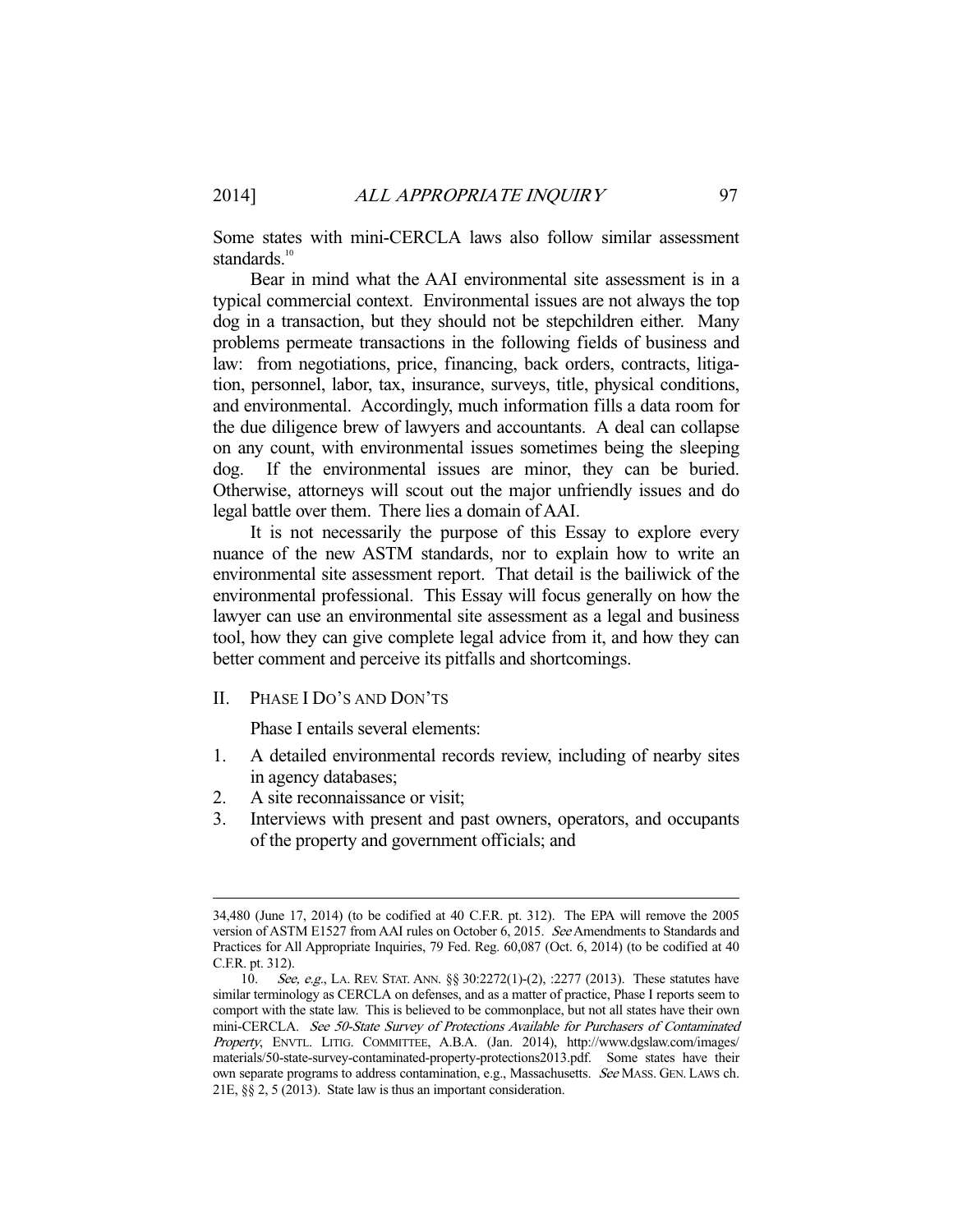Some states with mini-CERCLA laws also follow similar assessment standards.[10]

Bear in mind what the AAI environmental site assessment is in a typical commercial context. Environmental issues are not always the top dog in a transaction, but they should not be stepchildren either. Many problems permeate transactions in the following fields of business and law: from negotiations, price, financing, back orders, contracts, litigation, personnel, labor, tax, insurance, surveys, title, physical conditions, and environmental. Accordingly, much information fills a data room for the due diligence brew of lawyers and accountants. A deal can collapse on any count, with environmental issues sometimes being the sleeping dog. If the environmental issues are minor, they can be buried. Otherwise, attorneys will scout out the major unfriendly issues and do legal battle over them. There lies a domain of AAI.

It is not necessarily the purpose of this Essay to explore every nuance of the new ASTM standards, nor to explain how to write an environmental site assessment report. That detail is the bailiwick of the environmental professional. This Essay will focus generally on how the lawyer can use an environmental site assessment as a legal and business tool, how they can give complete legal advice from it, and how they can better comment and perceive its pitfalls and shortcomings.

## II. PHASE I DO'S AND DON'TS

Phase I entails several elements:

1. A detailed environmental records review, including of nearby sites in agency databases;
2. A site reconnaissance or visit;
3. Interviews with present and past owners, operators, and occupants of the property and government officials; and

---

34,480 (June 17, 2014) (to be codified at 40 C.F.R. pt. 312). The EPA will remove the 2005 version of ASTM E1527 from AAI rules on October 6, 2015. *See* Amendments to Standards and Practices for All Appropriate Inquiries, 79 Fed. Reg. 60,087 (Oct. 6, 2014) (to be codified at 40 C.F.R. pt. 312).

10. *See, e.g.*, LA. REV. STAT. ANN. §§ 30:2272(1)-(2), :2277 (2013). These statutes have similar terminology as CERCLA on defenses, and as a matter of practice, Phase I reports seem to comport with the state law. This is believed to be commonplace, but not all states have their own mini-CERCLA. *See 50-State Survey of Protections Available for Purchasers of Contaminated Property*, ENVTL. LITIG. COMMITTEE, A.B.A. (Jan. 2014), http://www.dgslaw.com/images/materials/50-state-survey-contaminated-property-protections2013.pdf. Some states have their own separate programs to address contamination, e.g., Massachusetts. *See* MASS. GEN. LAWS ch. 21E, §§ 2, 5 (2013). State law is thus an important consideration.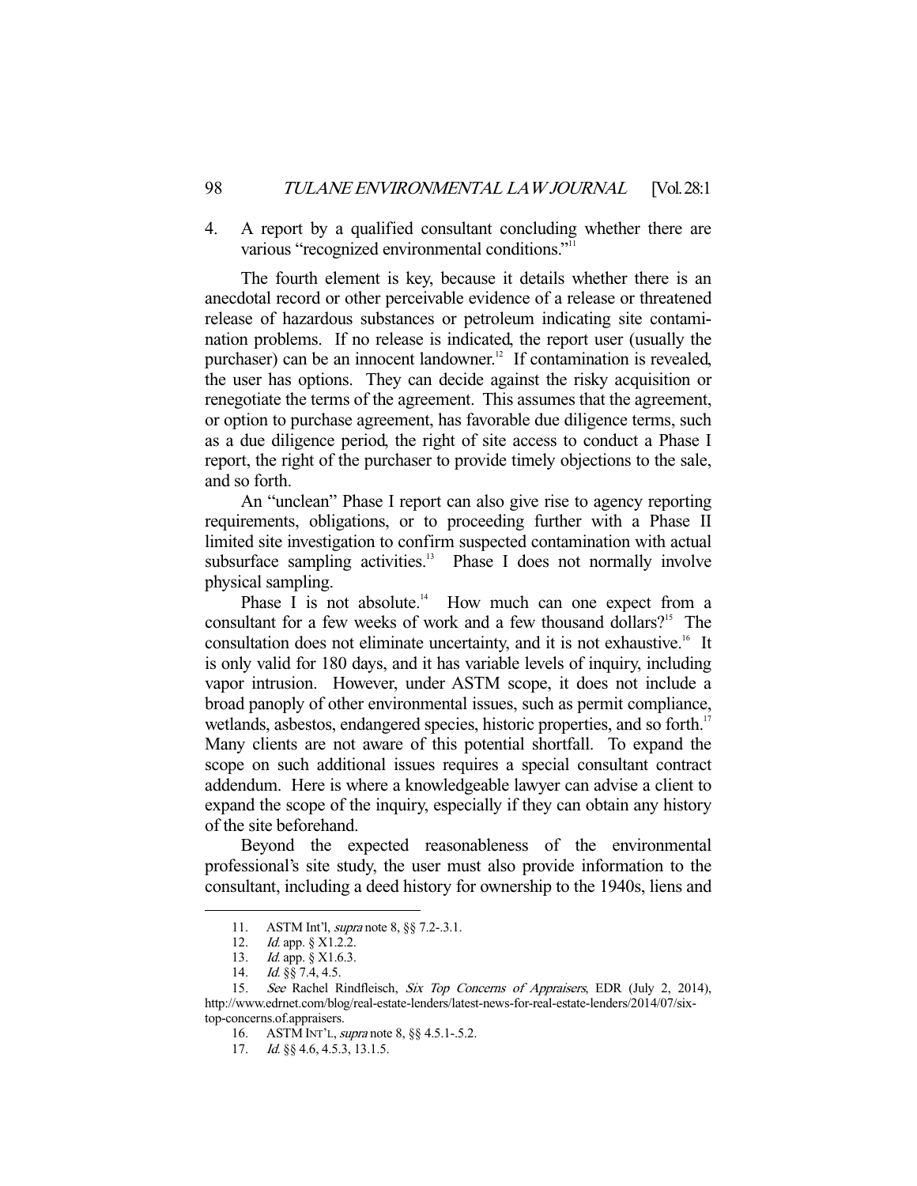4. A report by a qualified consultant concluding whether there are various "recognized environmental conditions."[11]

The fourth element is key, because it details whether there is an anecdotal record or other perceivable evidence of a release or threatened release of hazardous substances or petroleum indicating site contamination problems. If no release is indicated, the report user (usually the purchaser) can be an innocent landowner.[12] If contamination is revealed, the user has options. They can decide against the risky acquisition or renegotiate the terms of the agreement. This assumes that the agreement, or option to purchase agreement, has favorable due diligence terms, such as a due diligence period, the right of site access to conduct a Phase I report, the right of the purchaser to provide timely objections to the sale, and so forth.

An "unclean" Phase I report can also give rise to agency reporting requirements, obligations, or to proceeding further with a Phase II limited site investigation to confirm suspected contamination with actual subsurface sampling activities.[13] Phase I does not normally involve physical sampling.

Phase I is not absolute.[14] How much can one expect from a consultant for a few weeks of work and a few thousand dollars?[15] The consultation does not eliminate uncertainty, and it is not exhaustive.[16] It is only valid for 180 days, and it has variable levels of inquiry, including vapor intrusion. However, under ASTM scope, it does not include a broad panoply of other environmental issues, such as permit compliance, wetlands, asbestos, endangered species, historic properties, and so forth.[17] Many clients are not aware of this potential shortfall. To expand the scope on such additional issues requires a special consultant contract addendum. Here is where a knowledgeable lawyer can advise a client to expand the scope of the inquiry, especially if they can obtain any history of the site beforehand.

Beyond the expected reasonableness of the environmental professional's site study, the user must also provide information to the consultant, including a deed history for ownership to the 1940s, liens and

---

11. ASTM Int'l, *supra* note 8, §§ 7.2-.3.1.
12. *Id.* app. § X1.2.2.
13. *Id.* app. § X1.6.3.
14. *Id.* §§ 7.4, 4.5.
15. *See* Rachel Rindfleisch, *Six Top Concerns of Appraisers*, EDR (July 2, 2014), http://www.edrnet.com/blog/real-estate-lenders/latest-news-for-real-estate-lenders/2014/07/six-top-concerns.of.appraisers.
16. ASTM INT'L, *supra* note 8, §§ 4.5.1-.5.2.
17. *Id.* §§ 4.6, 4.5.3, 13.1.5.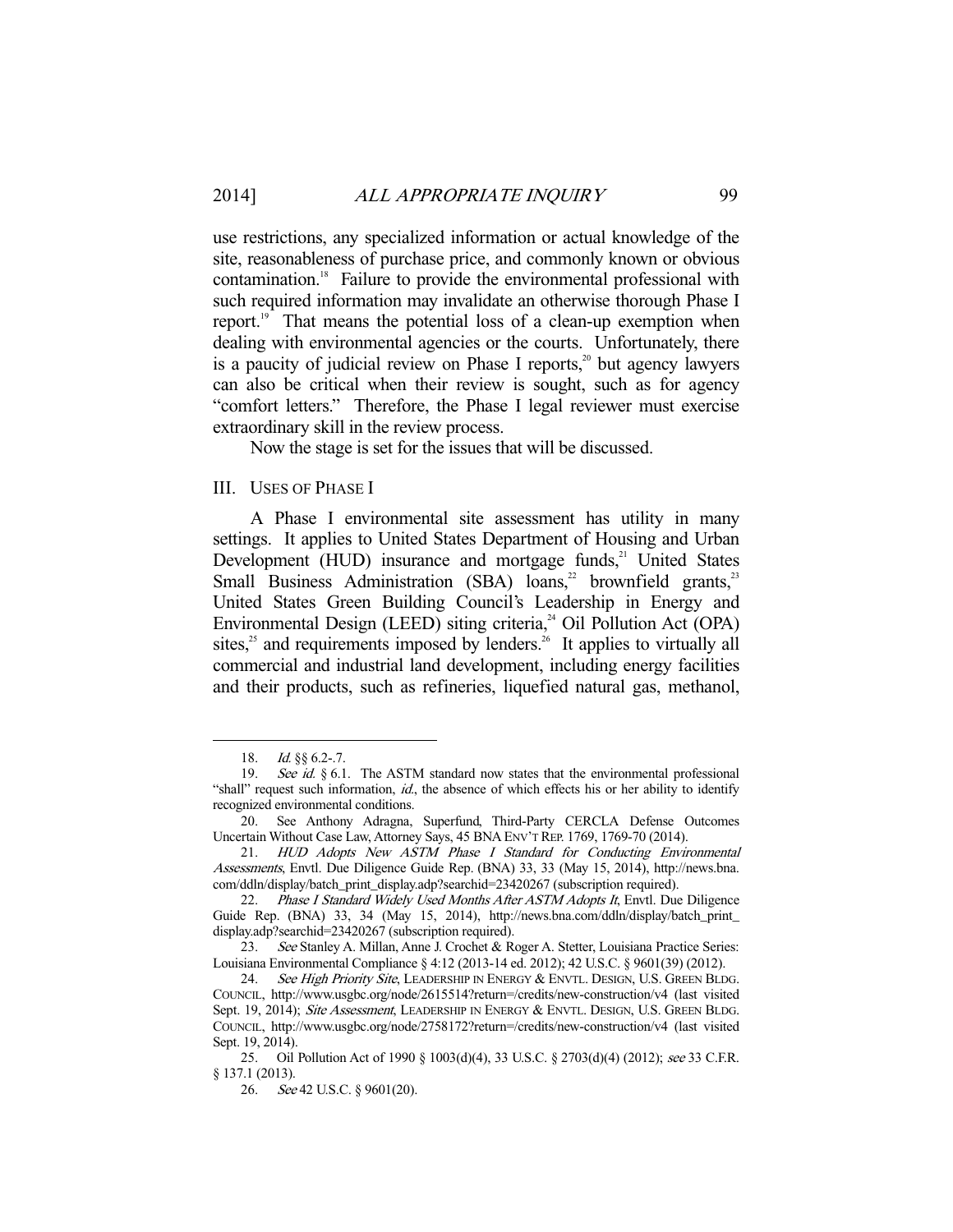use restrictions, any specialized information or actual knowledge of the site, reasonableness of purchase price, and commonly known or obvious contamination.[18] Failure to provide the environmental professional with such required information may invalidate an otherwise thorough Phase I report.[19] That means the potential loss of a clean-up exemption when dealing with environmental agencies or the courts. Unfortunately, there is a paucity of judicial review on Phase I reports,[20] but agency lawyers can also be critical when their review is sought, such as for agency "comfort letters." Therefore, the Phase I legal reviewer must exercise extraordinary skill in the review process.

Now the stage is set for the issues that will be discussed.

## III. USES OF PHASE I

A Phase I environmental site assessment has utility in many settings. It applies to United States Department of Housing and Urban Development (HUD) insurance and mortgage funds,[21] United States Small Business Administration (SBA) loans,[22] brownfield grants,[23] United States Green Building Council's Leadership in Energy and Environmental Design (LEED) siting criteria,[24] Oil Pollution Act (OPA) sites,[25] and requirements imposed by lenders.[26] It applies to virtually all commercial and industrial land development, including energy facilities and their products, such as refineries, liquefied natural gas, methanol,

---

18. *Id.* §§ 6.2-.7.

19. *See id.* § 6.1. The ASTM standard now states that the environmental professional "shall" request such information, *id.*, the absence of which effects his or her ability to identify recognized environmental conditions.

20. See Anthony Adragna, Superfund, Third-Party CERCLA Defense Outcomes Uncertain Without Case Law, Attorney Says, 45 BNA ENV'T REP. 1769, 1769-70 (2014).

21. *HUD Adopts New ASTM Phase I Standard for Conducting Environmental Assessments*, Envtl. Due Diligence Guide Rep. (BNA) 33, 33 (May 15, 2014), http://news.bna.com/ddln/display/batch_print_display.adp?searchid=23420267 (subscription required).

22. *Phase I Standard Widely Used Months After ASTM Adopts It*, Envtl. Due Diligence Guide Rep. (BNA) 33, 34 (May 15, 2014), http://news.bna.com/ddln/display/batch_print_display.adp?searchid=23420267 (subscription required).

23. *See* Stanley A. Millan, Anne J. Crochet & Roger A. Stetter, Louisiana Practice Series: Louisiana Environmental Compliance § 4:12 (2013-14 ed. 2012); 42 U.S.C. § 9601(39) (2012).

24. *See High Priority Site*, LEADERSHIP IN ENERGY & ENVTL. DESIGN, U.S. GREEN BLDG. COUNCIL, http://www.usgbc.org/node/2615514?return=/credits/new-construction/v4 (last visited Sept. 19, 2014); *Site Assessment*, LEADERSHIP IN ENERGY & ENVTL. DESIGN, U.S. GREEN BLDG. COUNCIL, http://www.usgbc.org/node/2758172?return=/credits/new-construction/v4 (last visited Sept. 19, 2014).

25. Oil Pollution Act of 1990 § 1003(d)(4), 33 U.S.C. § 2703(d)(4) (2012); *see* 33 C.F.R. § 137.1 (2013).

26. *See* 42 U.S.C. § 9601(20).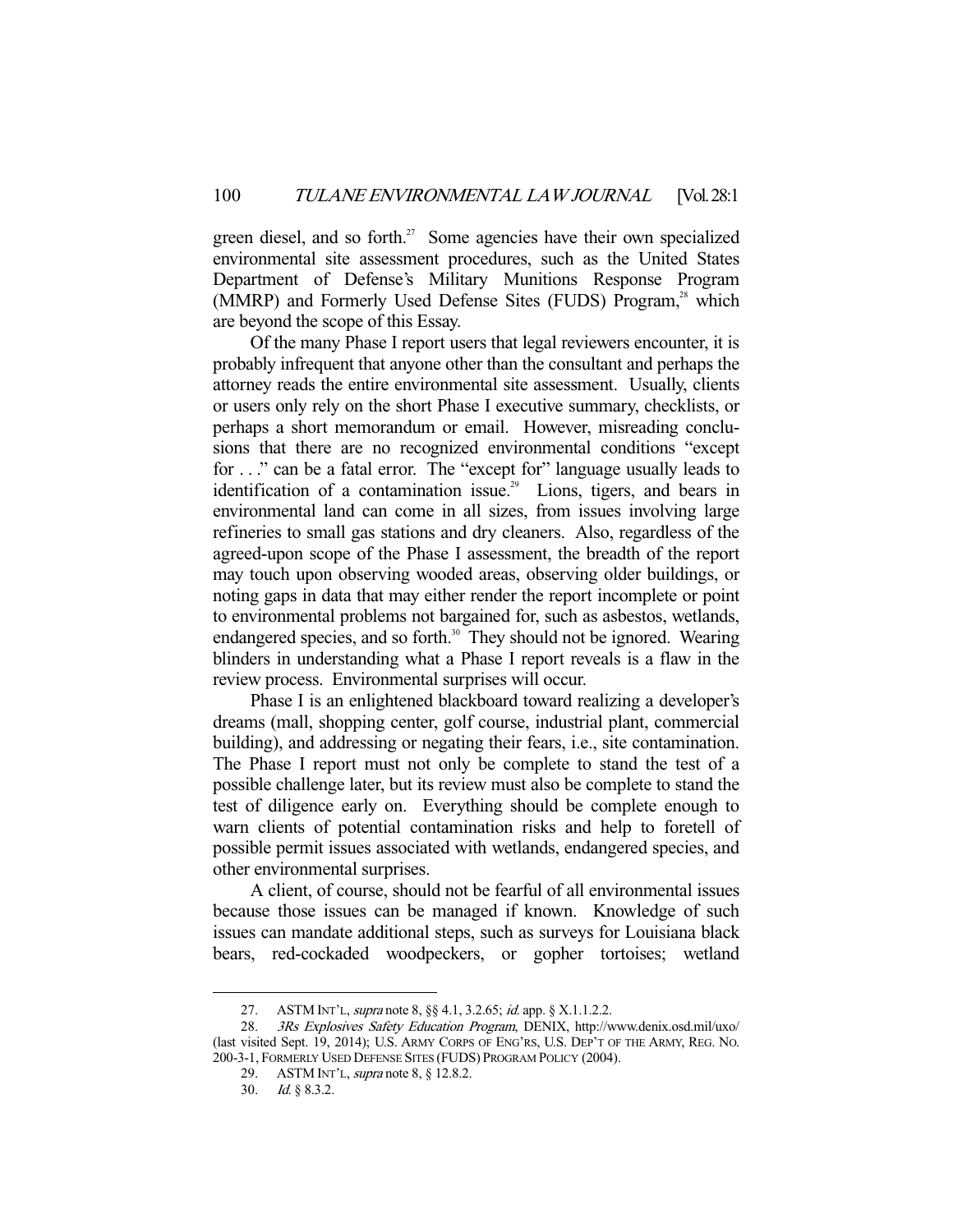green diesel, and so forth.[27] Some agencies have their own specialized environmental site assessment procedures, such as the United States Department of Defense's Military Munitions Response Program (MMRP) and Formerly Used Defense Sites (FUDS) Program,[28] which are beyond the scope of this Essay.

Of the many Phase I report users that legal reviewers encounter, it is probably infrequent that anyone other than the consultant and perhaps the attorney reads the entire environmental site assessment. Usually, clients or users only rely on the short Phase I executive summary, checklists, or perhaps a short memorandum or email. However, misreading conclusions that there are no recognized environmental conditions "except for . . ." can be a fatal error. The "except for" language usually leads to identification of a contamination issue.[29] Lions, tigers, and bears in environmental land can come in all sizes, from issues involving large refineries to small gas stations and dry cleaners. Also, regardless of the agreed-upon scope of the Phase I assessment, the breadth of the report may touch upon observing wooded areas, observing older buildings, or noting gaps in data that may either render the report incomplete or point to environmental problems not bargained for, such as asbestos, wetlands, endangered species, and so forth.[30] They should not be ignored. Wearing blinders in understanding what a Phase I report reveals is a flaw in the review process. Environmental surprises will occur.

Phase I is an enlightened blackboard toward realizing a developer's dreams (mall, shopping center, golf course, industrial plant, commercial building), and addressing or negating their fears, i.e., site contamination. The Phase I report must not only be complete to stand the test of a possible challenge later, but its review must also be complete to stand the test of diligence early on. Everything should be complete enough to warn clients of potential contamination risks and help to foretell of possible permit issues associated with wetlands, endangered species, and other environmental surprises.

A client, of course, should not be fearful of all environmental issues because those issues can be managed if known. Knowledge of such issues can mandate additional steps, such as surveys for Louisiana black bears, red-cockaded woodpeckers, or gopher tortoises; wetland

---

27. ASTM INT'L, *supra* note 8, §§ 4.1, 3.2.65; *id.* app. § X.1.1.2.2.

28. *3Rs Explosives Safety Education Program*, DENIX, http://www.denix.osd.mil/uxo/ (last visited Sept. 19, 2014); U.S. ARMY CORPS OF ENG'RS, U.S. DEP'T OF THE ARMY, REG. NO. 200-3-1, FORMERLY USED DEFENSE SITES (FUDS) PROGRAM POLICY (2004).

29. ASTM INT'L, *supra* note 8, § 12.8.2.

30. *Id.* § 8.3.2.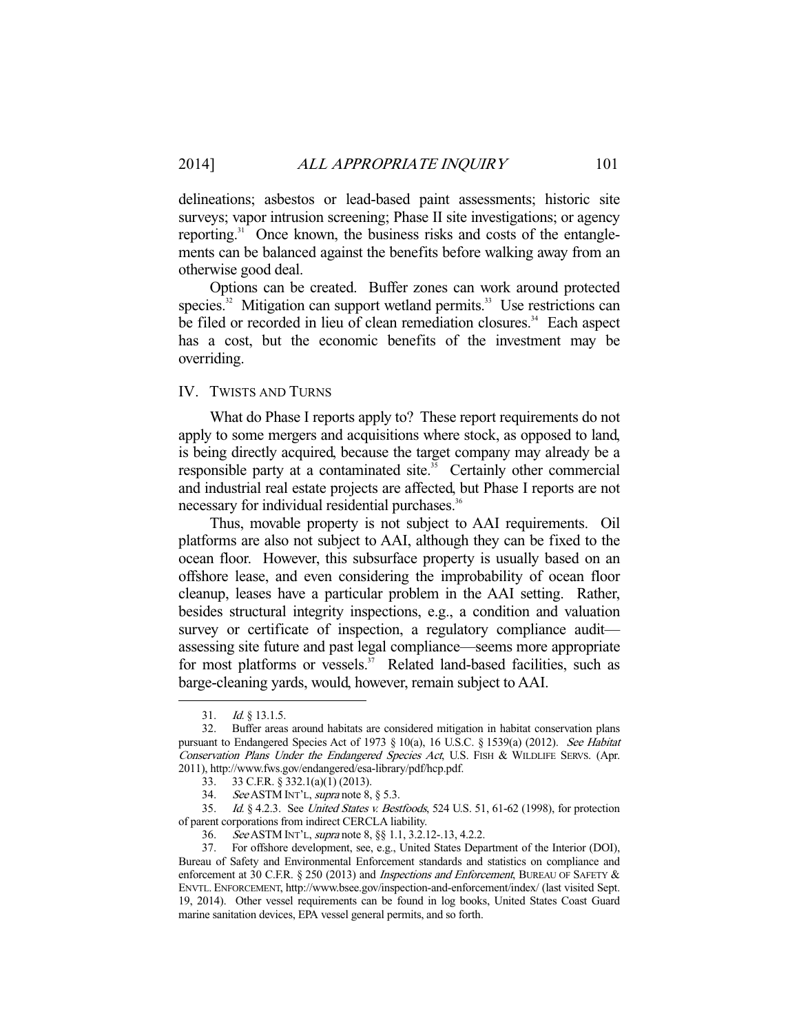delineations; asbestos or lead-based paint assessments; historic site surveys; vapor intrusion screening; Phase II site investigations; or agency reporting.[31] Once known, the business risks and costs of the entanglements can be balanced against the benefits before walking away from an otherwise good deal.

Options can be created. Buffer zones can work around protected species.[32] Mitigation can support wetland permits.[33] Use restrictions can be filed or recorded in lieu of clean remediation closures.[34] Each aspect has a cost, but the economic benefits of the investment may be overriding.

## IV. TWISTS AND TURNS

What do Phase I reports apply to? These report requirements do not apply to some mergers and acquisitions where stock, as opposed to land, is being directly acquired, because the target company may already be a responsible party at a contaminated site.[35] Certainly other commercial and industrial real estate projects are affected, but Phase I reports are not necessary for individual residential purchases.[36]

Thus, movable property is not subject to AAI requirements. Oil platforms are also not subject to AAI, although they can be fixed to the ocean floor. However, this subsurface property is usually based on an offshore lease, and even considering the improbability of ocean floor cleanup, leases have a particular problem in the AAI setting. Rather, besides structural integrity inspections, e.g., a condition and valuation survey or certificate of inspection, a regulatory compliance audit—assessing site future and past legal compliance—seems more appropriate for most platforms or vessels.[37] Related land-based facilities, such as barge-cleaning yards, would, however, remain subject to AAI.

---

31. *Id.* § 13.1.5.

32. Buffer areas around habitats are considered mitigation in habitat conservation plans pursuant to Endangered Species Act of 1973 § 10(a), 16 U.S.C. § 1539(a) (2012). *See Habitat Conservation Plans Under the Endangered Species Act*, U.S. FISH & WILDLIFE SERVS. (Apr. 2011), http://www.fws.gov/endangered/esa-library/pdf/hcp.pdf.

33. 33 C.F.R. § 332.1(a)(1) (2013).

34. *See* ASTM INT'L, *supra* note 8, § 5.3.

35. *Id.* § 4.2.3. See *United States v. Bestfoods*, 524 U.S. 51, 61-62 (1998), for protection of parent corporations from indirect CERCLA liability.

36. *See* ASTM INT'L, *supra* note 8, §§ 1.1, 3.2.12-.13, 4.2.2.

37. For offshore development, see, e.g., United States Department of the Interior (DOI), Bureau of Safety and Environmental Enforcement standards and statistics on compliance and enforcement at 30 C.F.R. § 250 (2013) and *Inspections and Enforcement*, BUREAU OF SAFETY & ENVTL. ENFORCEMENT, http://www.bsee.gov/inspection-and-enforcement/index/ (last visited Sept. 19, 2014). Other vessel requirements can be found in log books, United States Coast Guard marine sanitation devices, EPA vessel general permits, and so forth.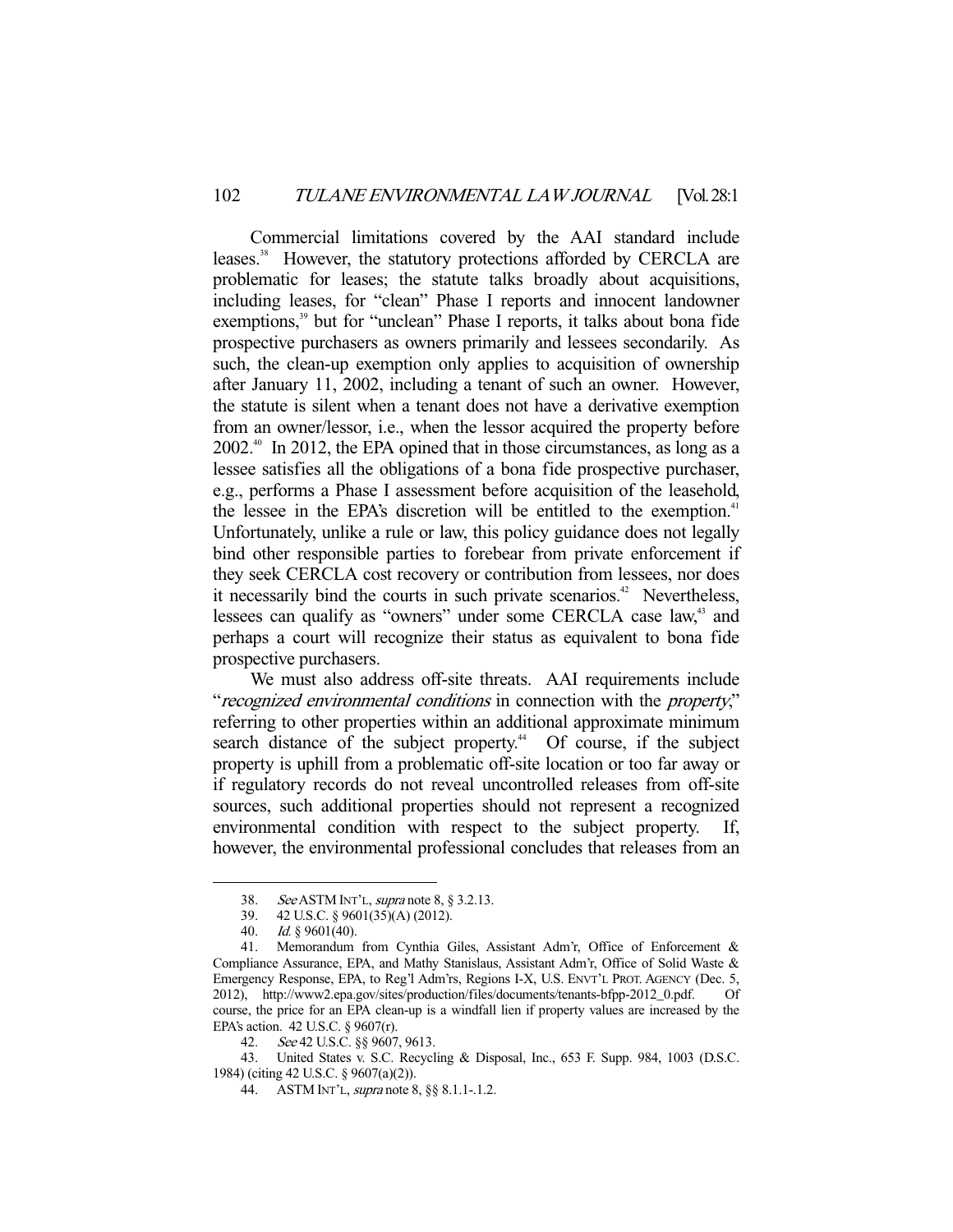Commercial limitations covered by the AAI standard include leases.[38] However, the statutory protections afforded by CERCLA are problematic for leases; the statute talks broadly about acquisitions, including leases, for "clean" Phase I reports and innocent landowner exemptions,[39] but for "unclean" Phase I reports, it talks about bona fide prospective purchasers as owners primarily and lessees secondarily. As such, the clean-up exemption only applies to acquisition of ownership after January 11, 2002, including a tenant of such an owner. However, the statute is silent when a tenant does not have a derivative exemption from an owner/lessor, i.e., when the lessor acquired the property before 2002.[40] In 2012, the EPA opined that in those circumstances, as long as a lessee satisfies all the obligations of a bona fide prospective purchaser, e.g., performs a Phase I assessment before acquisition of the leasehold, the lessee in the EPA's discretion will be entitled to the exemption.[41] Unfortunately, unlike a rule or law, this policy guidance does not legally bind other responsible parties to forebear from private enforcement if they seek CERCLA cost recovery or contribution from lessees, nor does it necessarily bind the courts in such private scenarios.[42] Nevertheless, lessees can qualify as "owners" under some CERCLA case law,[43] and perhaps a court will recognize their status as equivalent to bona fide prospective purchasers.

We must also address off-site threats. AAI requirements include "*recognized environmental conditions* in connection with the *property*;" referring to other properties within an additional approximate minimum search distance of the subject property.[44] Of course, if the subject property is uphill from a problematic off-site location or too far away or if regulatory records do not reveal uncontrolled releases from off-site sources, such additional properties should not represent a recognized environmental condition with respect to the subject property. If, however, the environmental professional concludes that releases from an

---

38. *See* ASTM INT'L, *supra* note 8, § 3.2.13.

39. 42 U.S.C. § 9601(35)(A) (2012).

40. *Id.* § 9601(40).

41. Memorandum from Cynthia Giles, Assistant Adm'r, Office of Enforcement & Compliance Assurance, EPA, and Mathy Stanislaus, Assistant Adm'r, Office of Solid Waste & Emergency Response, EPA, to Reg'l Adm'rs, Regions I-X, U.S. ENVT'L PROT. AGENCY (Dec. 5, 2012), http://www2.epa.gov/sites/production/files/documents/tenants-bfpp-2012_0.pdf. Of course, the price for an EPA clean-up is a windfall lien if property values are increased by the EPA's action. 42 U.S.C. § 9607(r).

42. *See* 42 U.S.C. §§ 9607, 9613.

43. United States v. S.C. Recycling & Disposal, Inc., 653 F. Supp. 984, 1003 (D.S.C. 1984) (citing 42 U.S.C. § 9607(a)(2)).

44. ASTM INT'L, *supra* note 8, §§ 8.1.1-.1.2.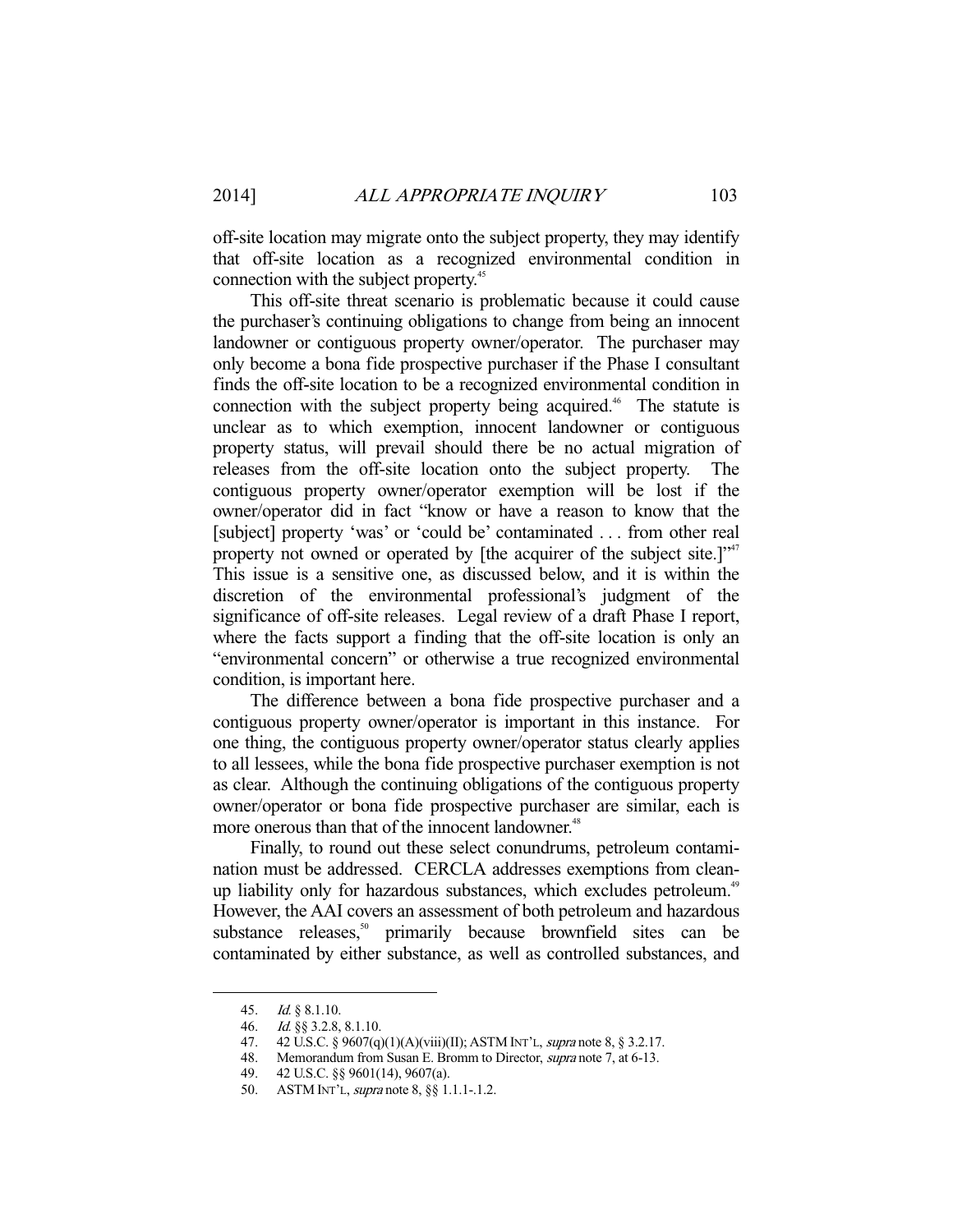off-site location may migrate onto the subject property, they may identify that off-site location as a recognized environmental condition in connection with the subject property.[45]

This off-site threat scenario is problematic because it could cause the purchaser's continuing obligations to change from being an innocent landowner or contiguous property owner/operator. The purchaser may only become a bona fide prospective purchaser if the Phase I consultant finds the off-site location to be a recognized environmental condition in connection with the subject property being acquired.[46] The statute is unclear as to which exemption, innocent landowner or contiguous property status, will prevail should there be no actual migration of releases from the off-site location onto the subject property. The contiguous property owner/operator exemption will be lost if the owner/operator did in fact "know or have a reason to know that the [subject] property 'was' or 'could be' contaminated . . . from other real property not owned or operated by [the acquirer of the subject site.]"[47] This issue is a sensitive one, as discussed below, and it is within the discretion of the environmental professional's judgment of the significance of off-site releases. Legal review of a draft Phase I report, where the facts support a finding that the off-site location is only an "environmental concern" or otherwise a true recognized environmental condition, is important here.

The difference between a bona fide prospective purchaser and a contiguous property owner/operator is important in this instance. For one thing, the contiguous property owner/operator status clearly applies to all lessees, while the bona fide prospective purchaser exemption is not as clear. Although the continuing obligations of the contiguous property owner/operator or bona fide prospective purchaser are similar, each is more onerous than that of the innocent landowner.[48]

Finally, to round out these select conundrums, petroleum contamination must be addressed. CERCLA addresses exemptions from clean-up liability only for hazardous substances, which excludes petroleum.[49] However, the AAI covers an assessment of both petroleum and hazardous substance releases,[50] primarily because brownfield sites can be contaminated by either substance, as well as controlled substances, and

---

45. *Id.* § 8.1.10.
46. *Id.* §§ 3.2.8, 8.1.10.
47. 42 U.S.C. § 9607(q)(1)(A)(viii)(II); ASTM INT'L, *supra* note 8, § 3.2.17.
48. Memorandum from Susan E. Bromm to Director, *supra* note 7, at 6-13.
49. 42 U.S.C. §§ 9601(14), 9607(a).
50. ASTM INT'L, *supra* note 8, §§ 1.1.1-.1.2.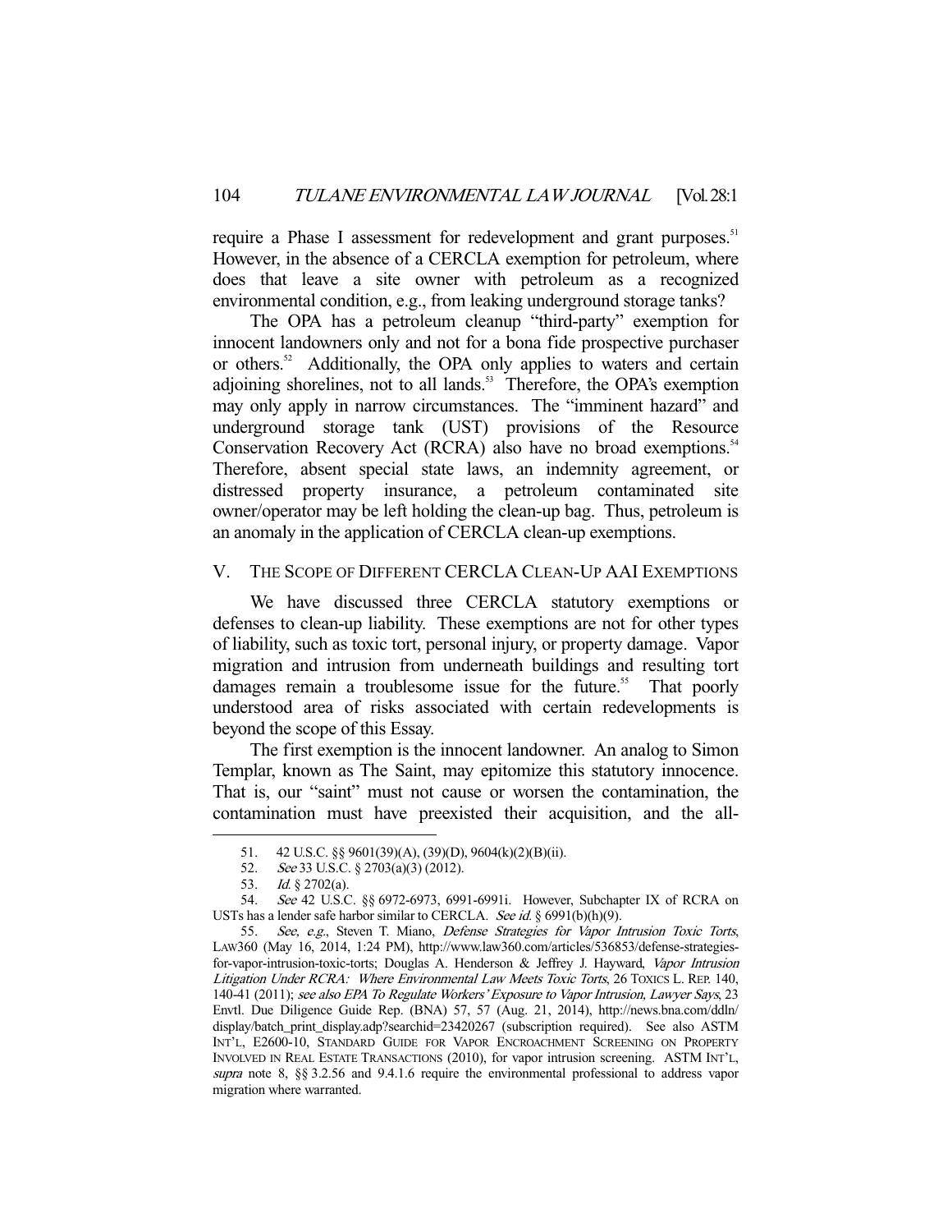require a Phase I assessment for redevelopment and grant purposes.[51] However, in the absence of a CERCLA exemption for petroleum, where does that leave a site owner with petroleum as a recognized environmental condition, e.g., from leaking underground storage tanks?

The OPA has a petroleum cleanup "third-party" exemption for innocent landowners only and not for a bona fide prospective purchaser or others.[52] Additionally, the OPA only applies to waters and certain adjoining shorelines, not to all lands.[53] Therefore, the OPA's exemption may only apply in narrow circumstances. The "imminent hazard" and underground storage tank (UST) provisions of the Resource Conservation Recovery Act (RCRA) also have no broad exemptions.[54] Therefore, absent special state laws, an indemnity agreement, or distressed property insurance, a petroleum contaminated site owner/operator may be left holding the clean-up bag. Thus, petroleum is an anomaly in the application of CERCLA clean-up exemptions.

## V. THE SCOPE OF DIFFERENT CERCLA CLEAN-UP AAI EXEMPTIONS

We have discussed three CERCLA statutory exemptions or defenses to clean-up liability. These exemptions are not for other types of liability, such as toxic tort, personal injury, or property damage. Vapor migration and intrusion from underneath buildings and resulting tort damages remain a troublesome issue for the future.[55] That poorly understood area of risks associated with certain redevelopments is beyond the scope of this Essay.

The first exemption is the innocent landowner. An analog to Simon Templar, known as The Saint, may epitomize this statutory innocence. That is, our "saint" must not cause or worsen the contamination, the contamination must have preexisted their acquisition, and the all-

---

51. 42 U.S.C. §§ 9601(39)(A), (39)(D), 9604(k)(2)(B)(ii).

52. *See* 33 U.S.C. § 2703(a)(3) (2012).

53. *Id.* § 2702(a).

54. *See* 42 U.S.C. §§ 6972-6973, 6991-6991i. However, Subchapter IX of RCRA on USTs has a lender safe harbor similar to CERCLA. *See id.* § 6991(b)(h)(9).

55. *See, e.g.*, Steven T. Miano, *Defense Strategies for Vapor Intrusion Toxic Torts*, LAW360 (May 16, 2014, 1:24 PM), http://www.law360.com/articles/536853/defense-strategies-for-vapor-intrusion-toxic-torts; Douglas A. Henderson & Jeffrey J. Hayward, *Vapor Intrusion Litigation Under RCRA: Where Environmental Law Meets Toxic Torts*, 26 TOXICS L. REP. 140, 140-41 (2011); *see also EPA To Regulate Workers' Exposure to Vapor Intrusion, Lawyer Says*, 23 Envtl. Due Diligence Guide Rep. (BNA) 57, 57 (Aug. 21, 2014), http://news.bna.com/ddln/display/batch_print_display.adp?searchid=23420267 (subscription required). See also ASTM INT'L, E2600-10, STANDARD GUIDE FOR VAPOR ENCROACHMENT SCREENING ON PROPERTY INVOLVED IN REAL ESTATE TRANSACTIONS (2010), for vapor intrusion screening. ASTM INT'L, *supra* note 8, §§ 3.2.56 and 9.4.1.6 require the environmental professional to address vapor migration where warranted.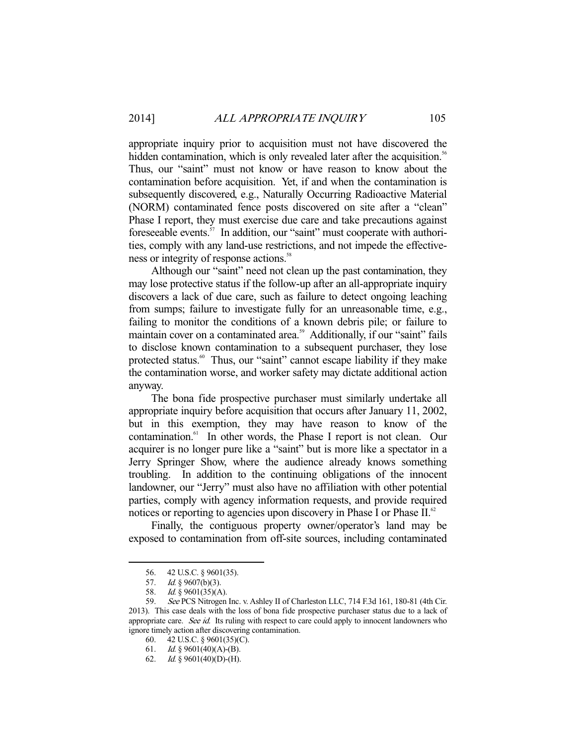appropriate inquiry prior to acquisition must not have discovered the hidden contamination, which is only revealed later after the acquisition.[56] Thus, our "saint" must not know or have reason to know about the contamination before acquisition. Yet, if and when the contamination is subsequently discovered, e.g., Naturally Occurring Radioactive Material (NORM) contaminated fence posts discovered on site after a "clean" Phase I report, they must exercise due care and take precautions against foreseeable events.[57] In addition, our "saint" must cooperate with authorities, comply with any land-use restrictions, and not impede the effectiveness or integrity of response actions.[58]

Although our "saint" need not clean up the past contamination, they may lose protective status if the follow-up after an all-appropriate inquiry discovers a lack of due care, such as failure to detect ongoing leaching from sumps; failure to investigate fully for an unreasonable time, e.g., failing to monitor the conditions of a known debris pile; or failure to maintain cover on a contaminated area.[59] Additionally, if our "saint" fails to disclose known contamination to a subsequent purchaser, they lose protected status.[60] Thus, our "saint" cannot escape liability if they make the contamination worse, and worker safety may dictate additional action anyway.

The bona fide prospective purchaser must similarly undertake all appropriate inquiry before acquisition that occurs after January 11, 2002, but in this exemption, they may have reason to know of the contamination.[61] In other words, the Phase I report is not clean. Our acquirer is no longer pure like a "saint" but is more like a spectator in a Jerry Springer Show, where the audience already knows something troubling. In addition to the continuing obligations of the innocent landowner, our "Jerry" must also have no affiliation with other potential parties, comply with agency information requests, and provide required notices or reporting to agencies upon discovery in Phase I or Phase II.[62]

Finally, the contiguous property owner/operator's land may be exposed to contamination from off-site sources, including contaminated

---

56. 42 U.S.C. § 9601(35).

57. *Id.* § 9607(b)(3).

58. *Id.* § 9601(35)(A).

59. *See* PCS Nitrogen Inc. v. Ashley II of Charleston LLC, 714 F.3d 161, 180-81 (4th Cir. 2013). This case deals with the loss of bona fide prospective purchaser status due to a lack of appropriate care. *See id.* Its ruling with respect to care could apply to innocent landowners who ignore timely action after discovering contamination.

60. 42 U.S.C. § 9601(35)(C).

61. *Id.* § 9601(40)(A)-(B).

62. *Id.* § 9601(40)(D)-(H).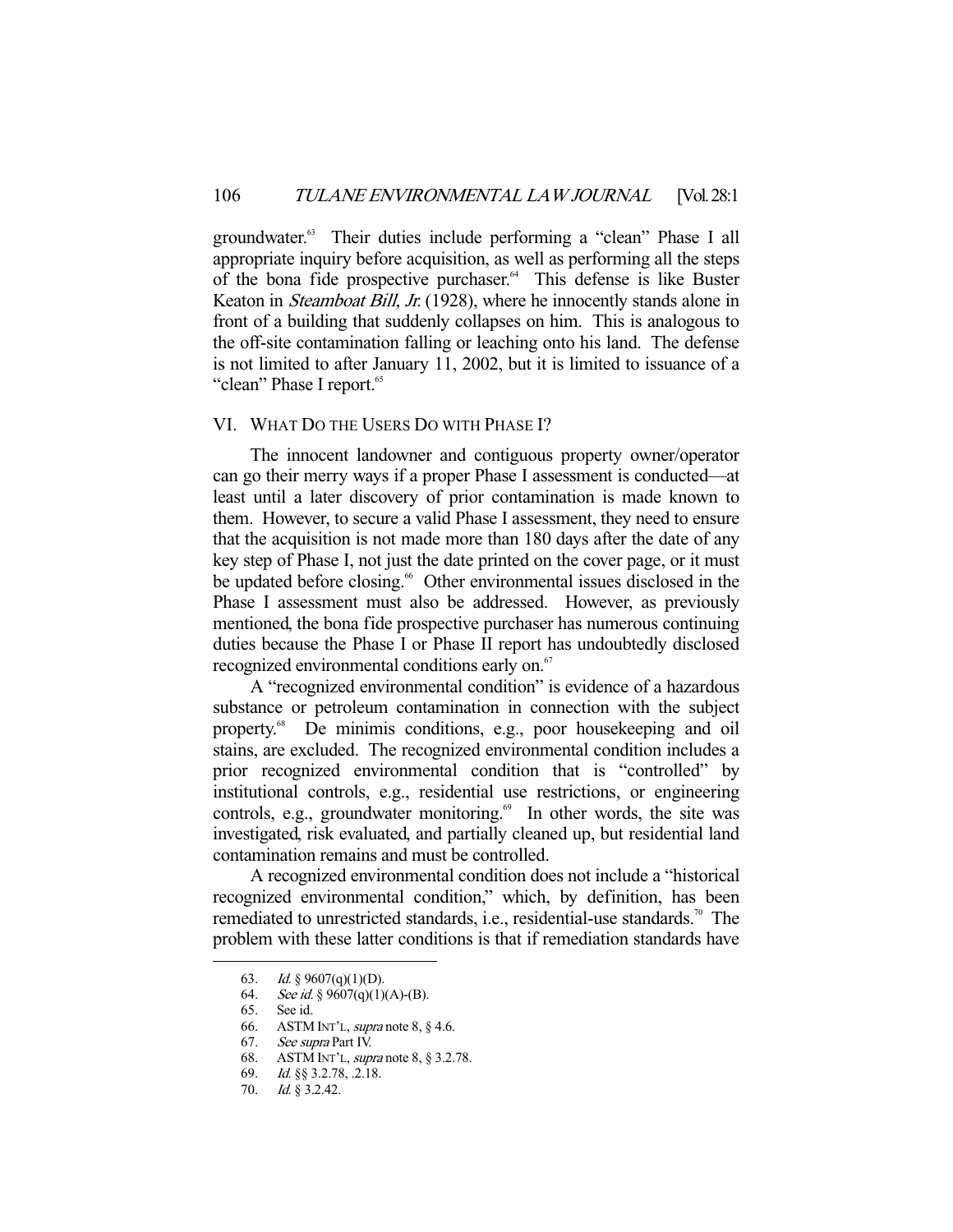groundwater.[63] Their duties include performing a "clean" Phase I all appropriate inquiry before acquisition, as well as performing all the steps of the bona fide prospective purchaser.[64] This defense is like Buster Keaton in *Steamboat Bill, Jr.* (1928), where he innocently stands alone in front of a building that suddenly collapses on him. This is analogous to the off-site contamination falling or leaching onto his land. The defense is not limited to after January 11, 2002, but it is limited to issuance of a "clean" Phase I report.[65]

## VI. WHAT DO THE USERS DO WITH PHASE I?

The innocent landowner and contiguous property owner/operator can go their merry ways if a proper Phase I assessment is conducted—at least until a later discovery of prior contamination is made known to them. However, to secure a valid Phase I assessment, they need to ensure that the acquisition is not made more than 180 days after the date of any key step of Phase I, not just the date printed on the cover page, or it must be updated before closing.[66] Other environmental issues disclosed in the Phase I assessment must also be addressed. However, as previously mentioned, the bona fide prospective purchaser has numerous continuing duties because the Phase I or Phase II report has undoubtedly disclosed recognized environmental conditions early on.[67]

A "recognized environmental condition" is evidence of a hazardous substance or petroleum contamination in connection with the subject property.[68] De minimis conditions, e.g., poor housekeeping and oil stains, are excluded. The recognized environmental condition includes a prior recognized environmental condition that is "controlled" by institutional controls, e.g., residential use restrictions, or engineering controls, e.g., groundwater monitoring.[69] In other words, the site was investigated, risk evaluated, and partially cleaned up, but residential land contamination remains and must be controlled.

A recognized environmental condition does not include a "historical recognized environmental condition," which, by definition, has been remediated to unrestricted standards, i.e., residential-use standards.[70] The problem with these latter conditions is that if remediation standards have

---

63. *Id.* § 9607(q)(1)(D).

64. *See id.* § 9607(q)(1)(A)-(B).

65. See id.

66. ASTM INT'L, *supra* note 8, § 4.6.

67. *See supra* Part IV.

68. ASTM INT'L, *supra* note 8, § 3.2.78.

69. *Id.* §§ 3.2.78, .2.18.

70. *Id.* § 3.2.42.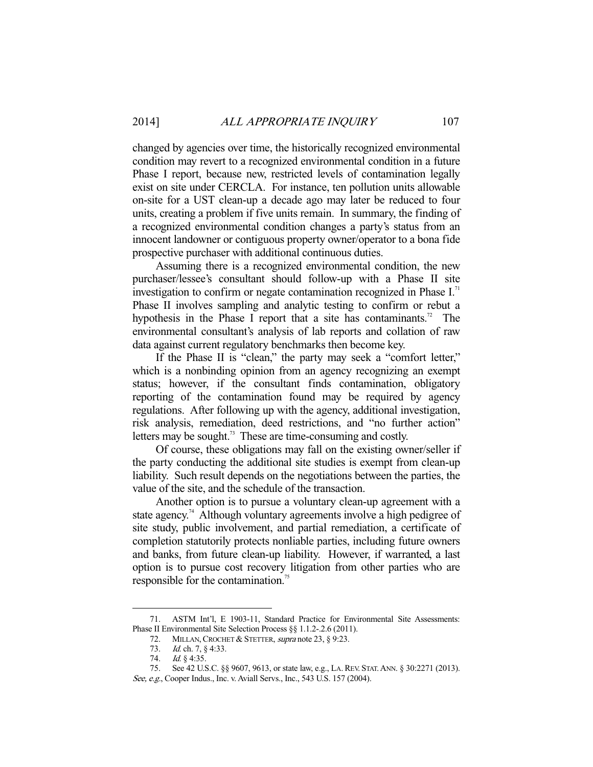changed by agencies over time, the historically recognized environmental condition may revert to a recognized environmental condition in a future Phase I report, because new, restricted levels of contamination legally exist on site under CERCLA. For instance, ten pollution units allowable on-site for a UST clean-up a decade ago may later be reduced to four units, creating a problem if five units remain. In summary, the finding of a recognized environmental condition changes a party's status from an innocent landowner or contiguous property owner/operator to a bona fide prospective purchaser with additional continuous duties.

Assuming there is a recognized environmental condition, the new purchaser/lessee's consultant should follow-up with a Phase II site investigation to confirm or negate contamination recognized in Phase I.[71] Phase II involves sampling and analytic testing to confirm or rebut a hypothesis in the Phase I report that a site has contaminants.[72] The environmental consultant's analysis of lab reports and collation of raw data against current regulatory benchmarks then become key.

If the Phase II is "clean," the party may seek a "comfort letter," which is a nonbinding opinion from an agency recognizing an exempt status; however, if the consultant finds contamination, obligatory reporting of the contamination found may be required by agency regulations. After following up with the agency, additional investigation, risk analysis, remediation, deed restrictions, and "no further action" letters may be sought.[73] These are time-consuming and costly.

Of course, these obligations may fall on the existing owner/seller if the party conducting the additional site studies is exempt from clean-up liability. Such result depends on the negotiations between the parties, the value of the site, and the schedule of the transaction.

Another option is to pursue a voluntary clean-up agreement with a state agency.[74] Although voluntary agreements involve a high pedigree of site study, public involvement, and partial remediation, a certificate of completion statutorily protects nonliable parties, including future owners and banks, from future clean-up liability. However, if warranted, a last option is to pursue cost recovery litigation from other parties who are responsible for the contamination.[75]

---

71. ASTM Int'l, E 1903-11, Standard Practice for Environmental Site Assessments: Phase II Environmental Site Selection Process §§ 1.1.2-.2.6 (2011).

72. MILLAN, CROCHET & STETTER, *supra* note 23, § 9:23.

73. *Id.* ch. 7, § 4:33.

74. *Id.* § 4:35.

75. See 42 U.S.C. §§ 9607, 9613, or state law, e.g., LA. REV. STAT. ANN. § 30:2271 (2013). *See, e.g.*, Cooper Indus., Inc. v. Aviall Servs., Inc., 543 U.S. 157 (2004).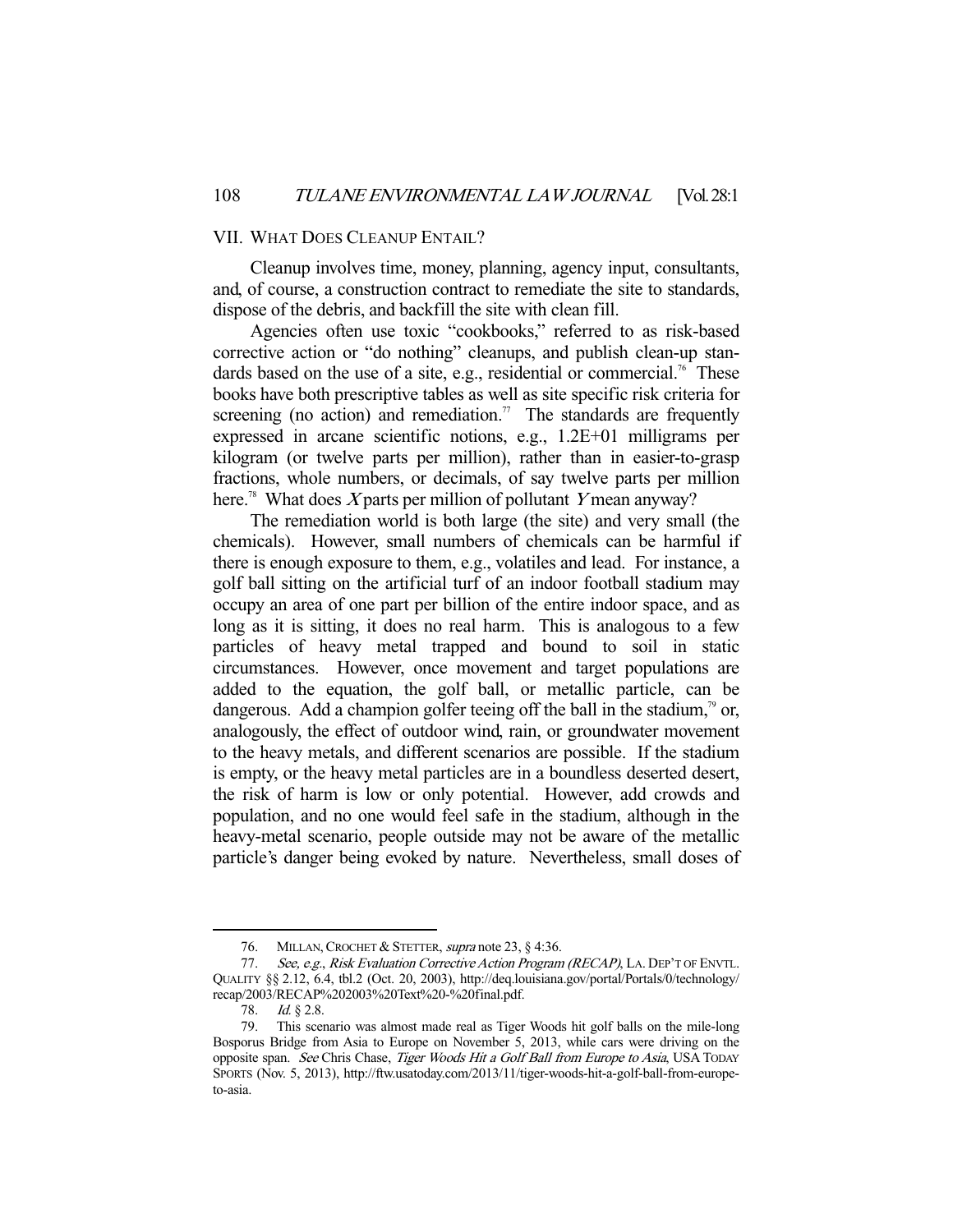## VII. What Does Cleanup Entail?

Cleanup involves time, money, planning, agency input, consultants, and, of course, a construction contract to remediate the site to standards, dispose of the debris, and backfill the site with clean fill.

Agencies often use toxic "cookbooks," referred to as risk-based corrective action or "do nothing" cleanups, and publish clean-up standards based on the use of a site, e.g., residential or commercial.[76] These books have both prescriptive tables as well as site specific risk criteria for screening (no action) and remediation.[77] The standards are frequently expressed in arcane scientific notions, e.g., 1.2E+01 milligrams per kilogram (or twelve parts per million), rather than in easier-to-grasp fractions, whole numbers, or decimals, of say twelve parts per million here.[78] What does *X* parts per million of pollutant *Y* mean anyway?

The remediation world is both large (the site) and very small (the chemicals). However, small numbers of chemicals can be harmful if there is enough exposure to them, e.g., volatiles and lead. For instance, a golf ball sitting on the artificial turf of an indoor football stadium may occupy an area of one part per billion of the entire indoor space, and as long as it is sitting, it does no real harm. This is analogous to a few particles of heavy metal trapped and bound to soil in static circumstances. However, once movement and target populations are added to the equation, the golf ball, or metallic particle, can be dangerous. Add a champion golfer teeing off the ball in the stadium,[79] or, analogously, the effect of outdoor wind, rain, or groundwater movement to the heavy metals, and different scenarios are possible. If the stadium is empty, or the heavy metal particles are in a boundless deserted desert, the risk of harm is low or only potential. However, add crowds and population, and no one would feel safe in the stadium, although in the heavy-metal scenario, people outside may not be aware of the metallic particle's danger being evoked by nature. Nevertheless, small doses of

---

76. Millan, Crochet & Stetter, *supra* note 23, § 4:36.

77. *See, e.g.*, *Risk Evaluation Corrective Action Program (RECAP)*, La. Dep't of Envtl. Quality §§ 2.12, 6.4, tbl.2 (Oct. 20, 2003), http://deq.louisiana.gov/portal/Portals/0/technology/recap/2003/RECAP%202003%20Text%20-%20final.pdf.

78. *Id.* § 2.8.

79. This scenario was almost made real as Tiger Woods hit golf balls on the mile-long Bosporus Bridge from Asia to Europe on November 5, 2013, while cars were driving on the opposite span. *See* Chris Chase, *Tiger Woods Hit a Golf Ball from Europe to Asia*, USA Today Sports (Nov. 5, 2013), http://ftw.usatoday.com/2013/11/tiger-woods-hit-a-golf-ball-from-europe-to-asia.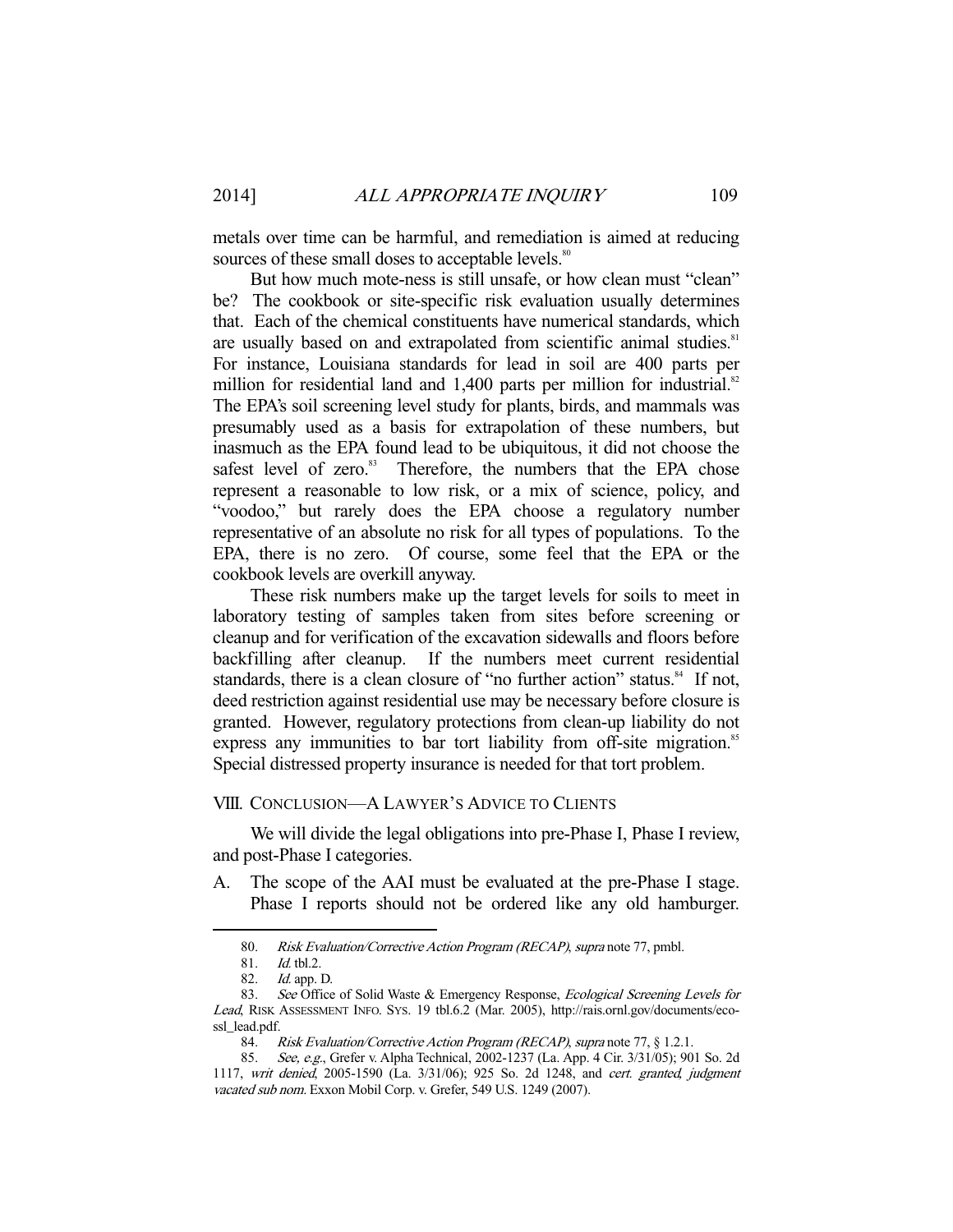metals over time can be harmful, and remediation is aimed at reducing sources of these small doses to acceptable levels.[80]

But how much mote-ness is still unsafe, or how clean must "clean" be? The cookbook or site-specific risk evaluation usually determines that. Each of the chemical constituents have numerical standards, which are usually based on and extrapolated from scientific animal studies.[81] For instance, Louisiana standards for lead in soil are 400 parts per million for residential land and 1,400 parts per million for industrial.[82] The EPA's soil screening level study for plants, birds, and mammals was presumably used as a basis for extrapolation of these numbers, but inasmuch as the EPA found lead to be ubiquitous, it did not choose the safest level of zero.[83] Therefore, the numbers that the EPA chose represent a reasonable to low risk, or a mix of science, policy, and "voodoo," but rarely does the EPA choose a regulatory number representative of an absolute no risk for all types of populations. To the EPA, there is no zero. Of course, some feel that the EPA or the cookbook levels are overkill anyway.

These risk numbers make up the target levels for soils to meet in laboratory testing of samples taken from sites before screening or cleanup and for verification of the excavation sidewalls and floors before backfilling after cleanup. If the numbers meet current residential standards, there is a clean closure of "no further action" status.[84] If not, deed restriction against residential use may be necessary before closure is granted. However, regulatory protections from clean-up liability do not express any immunities to bar tort liability from off-site migration.[85] Special distressed property insurance is needed for that tort problem.

## VIII. Conclusion—A Lawyer's Advice to Clients

We will divide the legal obligations into pre-Phase I, Phase I review, and post-Phase I categories.

A. The scope of the AAI must be evaluated at the pre-Phase I stage. Phase I reports should not be ordered like any old hamburger.

---

80. *Risk Evaluation/Corrective Action Program (RECAP)*, *supra* note 77, pmbl.

81. *Id.* tbl.2.

82. *Id.* app. D.

83. *See* Office of Solid Waste & Emergency Response, *Ecological Screening Levels for Lead*, Risk Assessment Info. Sys. 19 tbl.6.2 (Mar. 2005), http://rais.ornl.gov/documents/eco-ssl_lead.pdf.

84. *Risk Evaluation/Corrective Action Program (RECAP)*, *supra* note 77, § 1.2.1.

85. *See, e.g.*, Grefer v. Alpha Technical, 2002-1237 (La. App. 4 Cir. 3/31/05); 901 So. 2d 1117, *writ denied*, 2005-1590 (La. 3/31/06); 925 So. 2d 1248, and *cert. granted, judgment vacated sub nom.* Exxon Mobil Corp. v. Grefer, 549 U.S. 1249 (2007).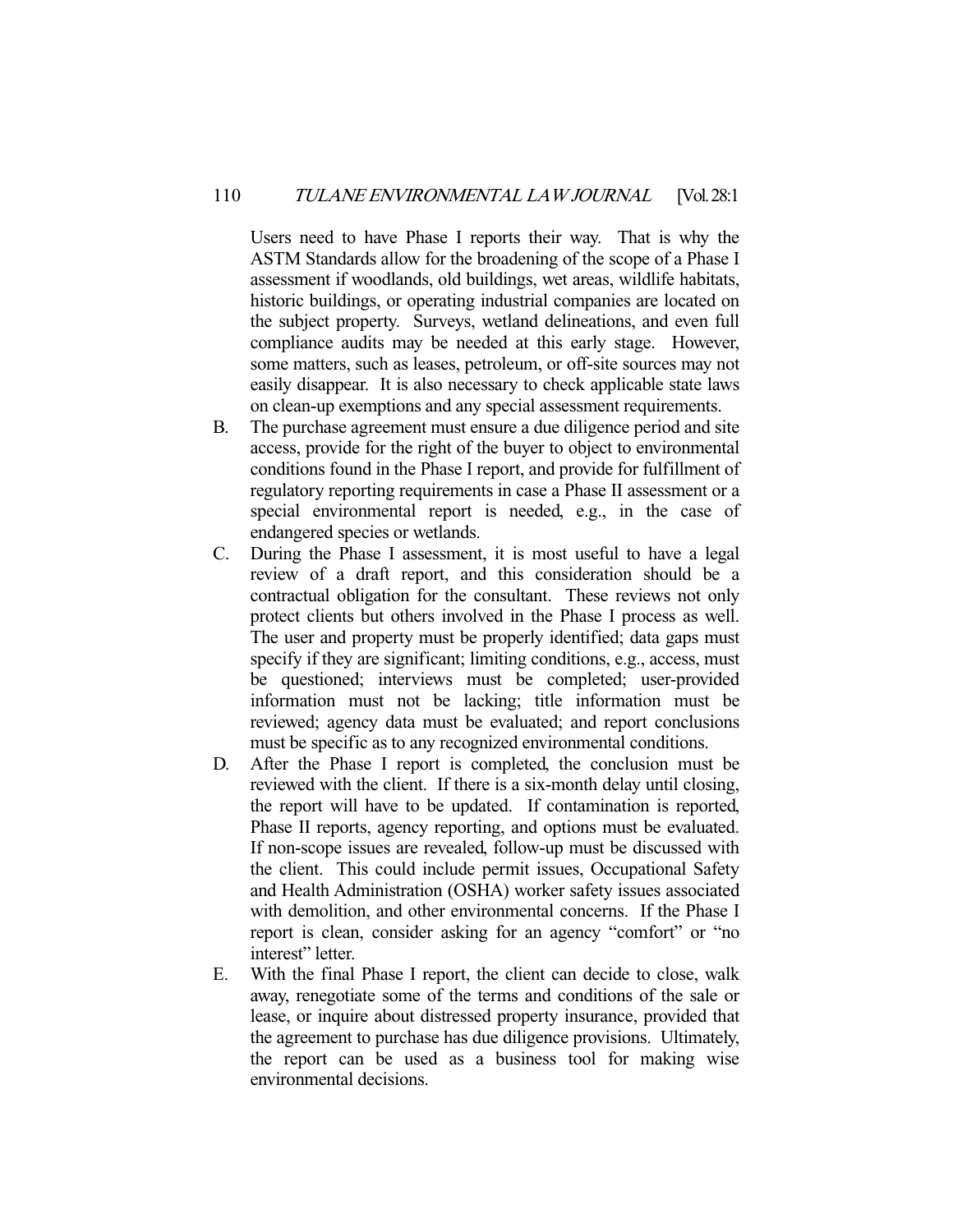Users need to have Phase I reports their way. That is why the ASTM Standards allow for the broadening of the scope of a Phase I assessment if woodlands, old buildings, wet areas, wildlife habitats, historic buildings, or operating industrial companies are located on the subject property. Surveys, wetland delineations, and even full compliance audits may be needed at this early stage. However, some matters, such as leases, petroleum, or off-site sources may not easily disappear. It is also necessary to check applicable state laws on clean-up exemptions and any special assessment requirements.

B. The purchase agreement must ensure a due diligence period and site access, provide for the right of the buyer to object to environmental conditions found in the Phase I report, and provide for fulfillment of regulatory reporting requirements in case a Phase II assessment or a special environmental report is needed, e.g., in the case of endangered species or wetlands.

C. During the Phase I assessment, it is most useful to have a legal review of a draft report, and this consideration should be a contractual obligation for the consultant. These reviews not only protect clients but others involved in the Phase I process as well. The user and property must be properly identified; data gaps must specify if they are significant; limiting conditions, e.g., access, must be questioned; interviews must be completed; user-provided information must not be lacking; title information must be reviewed; agency data must be evaluated; and report conclusions must be specific as to any recognized environmental conditions.

D. After the Phase I report is completed, the conclusion must be reviewed with the client. If there is a six-month delay until closing, the report will have to be updated. If contamination is reported, Phase II reports, agency reporting, and options must be evaluated. If non-scope issues are revealed, follow-up must be discussed with the client. This could include permit issues, Occupational Safety and Health Administration (OSHA) worker safety issues associated with demolition, and other environmental concerns. If the Phase I report is clean, consider asking for an agency "comfort" or "no interest" letter.

E. With the final Phase I report, the client can decide to close, walk away, renegotiate some of the terms and conditions of the sale or lease, or inquire about distressed property insurance, provided that the agreement to purchase has due diligence provisions. Ultimately, the report can be used as a business tool for making wise environmental decisions.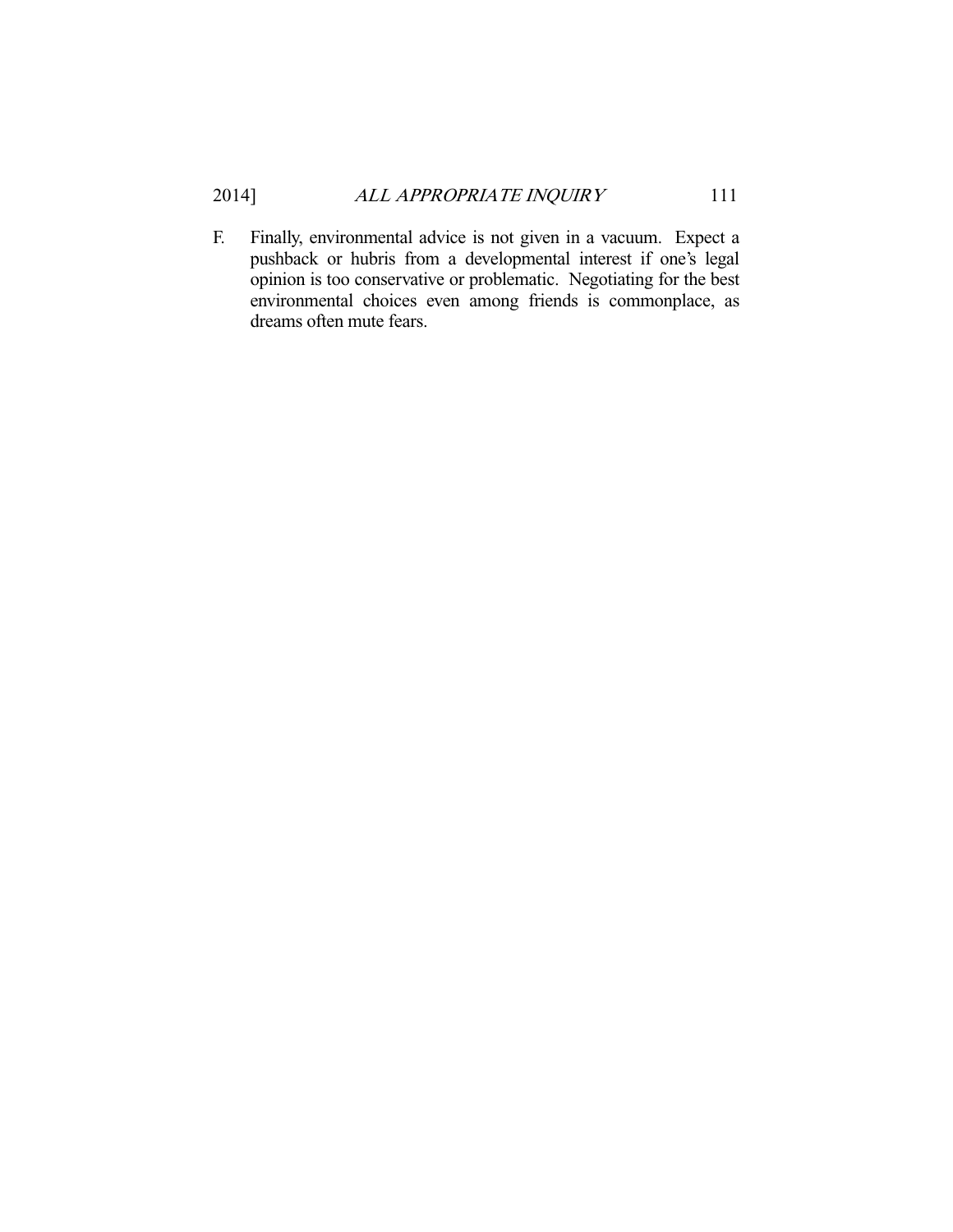F. Finally, environmental advice is not given in a vacuum. Expect a pushback or hubris from a developmental interest if one's legal opinion is too conservative or problematic. Negotiating for the best environmental choices even among friends is commonplace, as dreams often mute fears.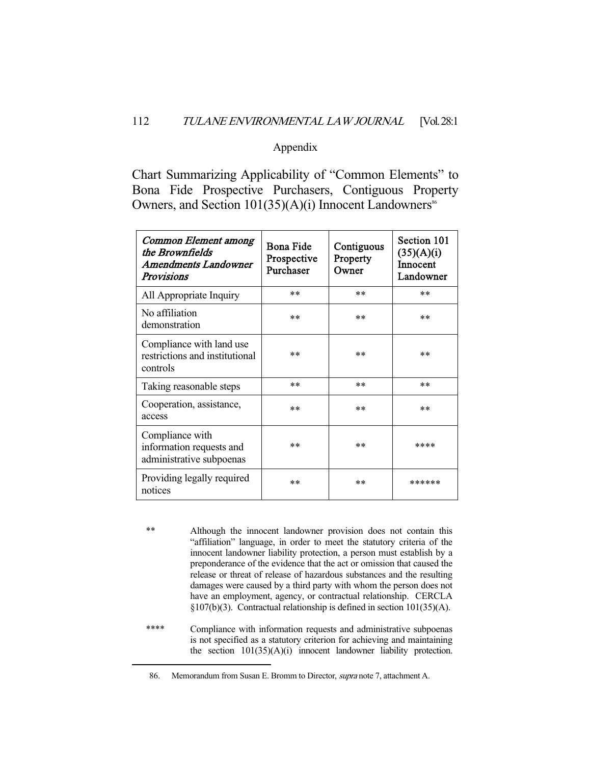## Appendix

### Chart Summarizing Applicability of "Common Elements" to Bona Fide Prospective Purchasers, Contiguous Property Owners, and Section 101(35)(A)(i) Innocent Landowners[86]

| *Common Element among the Brownfields Amendments Landowner Provisions* | Bona Fide Prospective Purchaser | Contiguous Property Owner | Section 101 (35)(A)(i) Innocent Landowner |
|---|---|---|---|
| All Appropriate Inquiry | ** | ** | ** |
| No affiliation demonstration | ** | ** | ** |
| Compliance with land use restrictions and institutional controls | ** | ** | ** |
| Taking reasonable steps | ** | ** | ** |
| Cooperation, assistance, access | ** | ** | ** |
| Compliance with information requests and administrative subpoenas | ** | ** | **** |
| Providing legally required notices | ** | ** | ****** |

** Although the innocent landowner provision does not contain this "affiliation" language, in order to meet the statutory criteria of the innocent landowner liability protection, a person must establish by a preponderance of the evidence that the act or omission that caused the release or threat of release of hazardous substances and the resulting damages were caused by a third party with whom the person does not have an employment, agency, or contractual relationship. CERCLA §107(b)(3). Contractual relationship is defined in section 101(35)(A).

**** Compliance with information requests and administrative subpoenas is not specified as a statutory criterion for achieving and maintaining the section 101(35)(A)(i) innocent landowner liability protection.

---

86. Memorandum from Susan E. Bromm to Director, *supra* note 7, attachment A.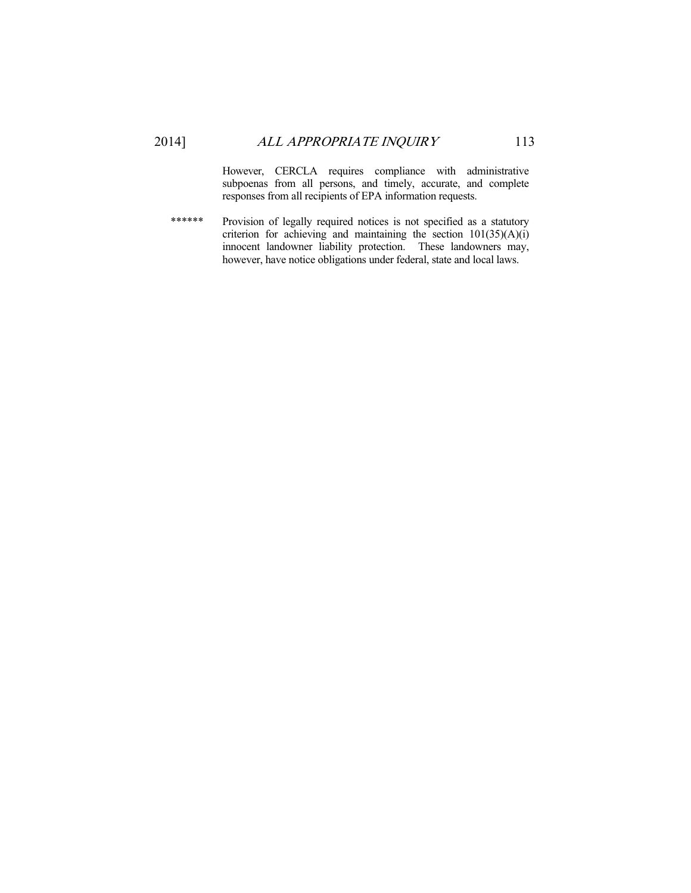However, CERCLA requires compliance with administrative subpoenas from all persons, and timely, accurate, and complete responses from all recipients of EPA information requests.

****** Provision of legally required notices is not specified as a statutory criterion for achieving and maintaining the section 101(35)(A)(i) innocent landowner liability protection. These landowners may, however, have notice obligations under federal, state and local laws.